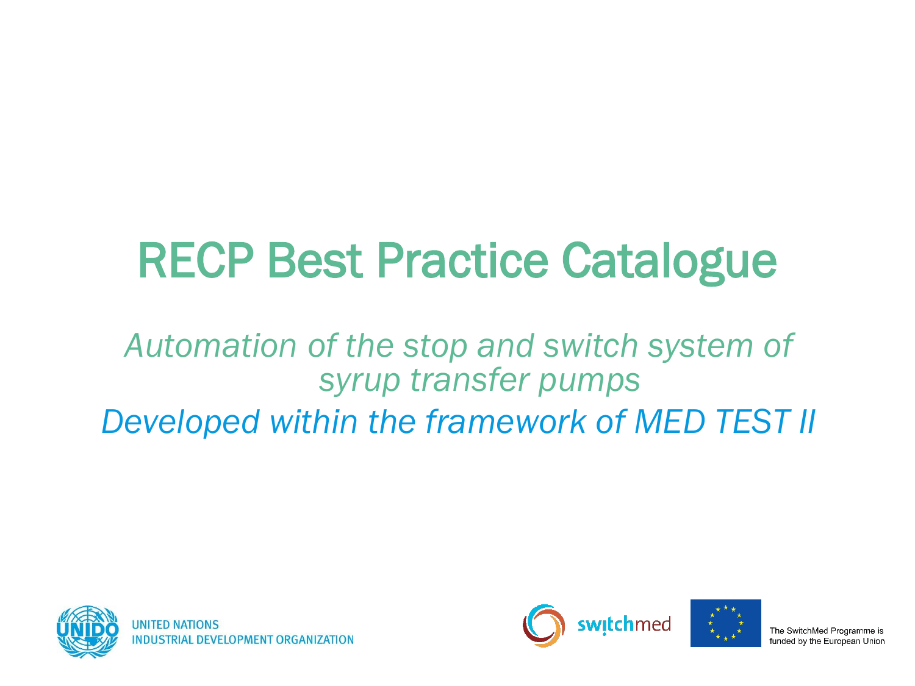# RECP Best Practice Catalogue

*Automation of the stop and switch system of syrup transfer pumps*

*Developed within the framework of MED TEST II*

UNITED NATIONS
INDUSTRIAL DEVELOPMENT ORGANIZATION

switchmed

The SwitchMed Programme is funded by the European Union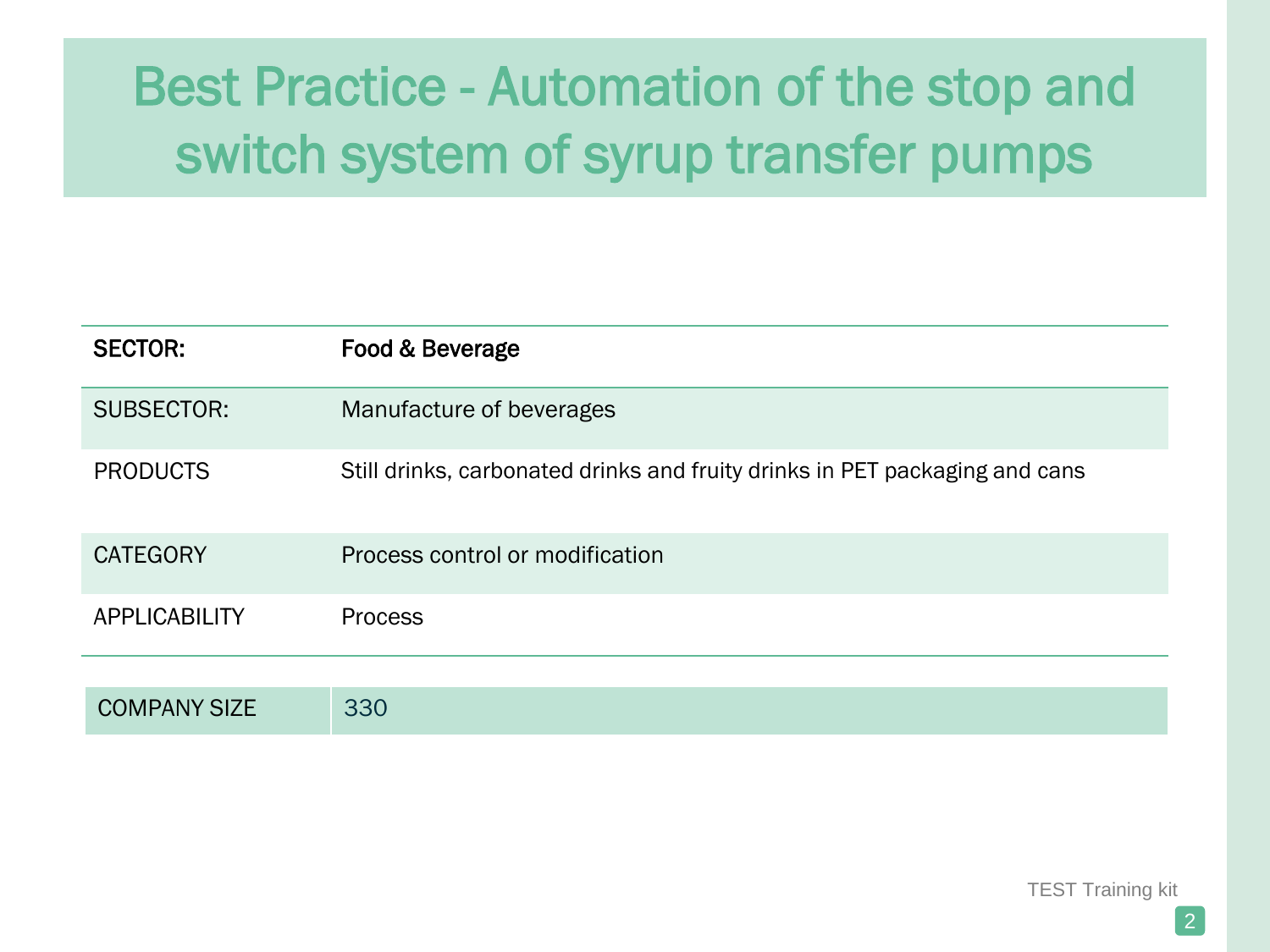# Best Practice - Automation of the stop and switch system of syrup transfer pumps

| | |
|---|---|
| **SECTOR:** | **Food & Beverage** |
| SUBSECTOR: | Manufacture of beverages |
| PRODUCTS | Still drinks, carbonated drinks and fruity drinks in PET packaging and cans |
| CATEGORY | Process control or modification |
| APPLICABILITY | Process |

| | |
|---|---|
| COMPANY SIZE | 330 |

TEST Training kit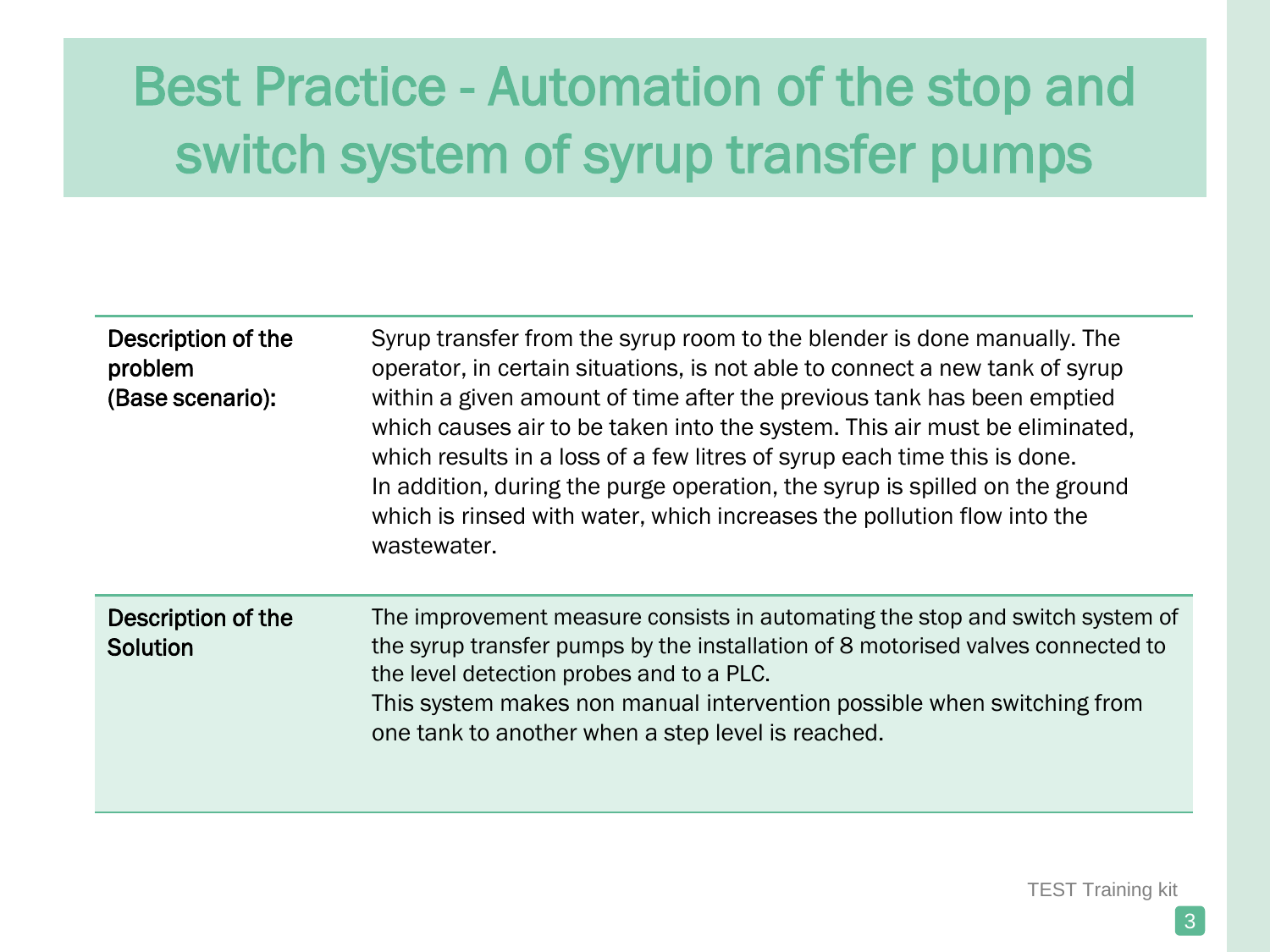# Best Practice - Automation of the stop and switch system of syrup transfer pumps

| | |
|---|---|
| **Description of the problem (Base scenario):** | Syrup transfer from the syrup room to the blender is done manually. The operator, in certain situations, is not able to connect a new tank of syrup within a given amount of time after the previous tank has been emptied which causes air to be taken into the system. This air must be eliminated, which results in a loss of a few litres of syrup each time this is done. In addition, during the purge operation, the syrup is spilled on the ground which is rinsed with water, which increases the pollution flow into the wastewater. |
| **Description of the Solution** | The improvement measure consists in automating the stop and switch system of the syrup transfer pumps by the installation of 8 motorised valves connected to the level detection probes and to a PLC. This system makes non manual intervention possible when switching from one tank to another when a step level is reached. |

TEST Training kit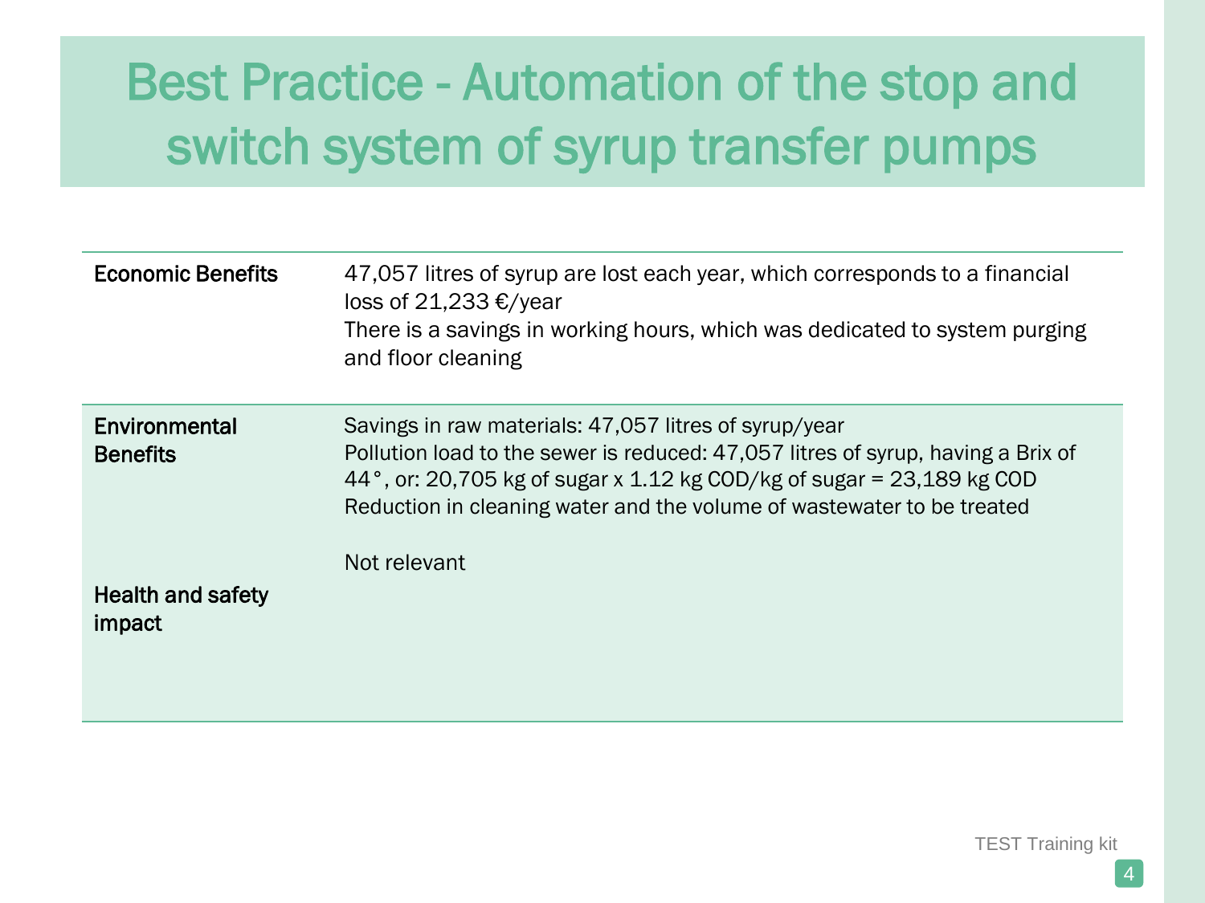# Best Practice - Automation of the stop and switch system of syrup transfer pumps

| | |
|---|---|
| **Economic Benefits** | 47,057 litres of syrup are lost each year, which corresponds to a financial loss of 21,233 €/year<br>There is a savings in working hours, which was dedicated to system purging and floor cleaning |
| **Environmental Benefits** | Savings in raw materials: 47,057 litres of syrup/year<br>Pollution load to the sewer is reduced: 47,057 litres of syrup, having a Brix of 44°, or: 20,705 kg of sugar x 1.12 kg COD/kg of sugar = 23,189 kg COD<br>Reduction in cleaning water and the volume of wastewater to be treated |
| **Health and safety impact** | Not relevant |

TEST Training kit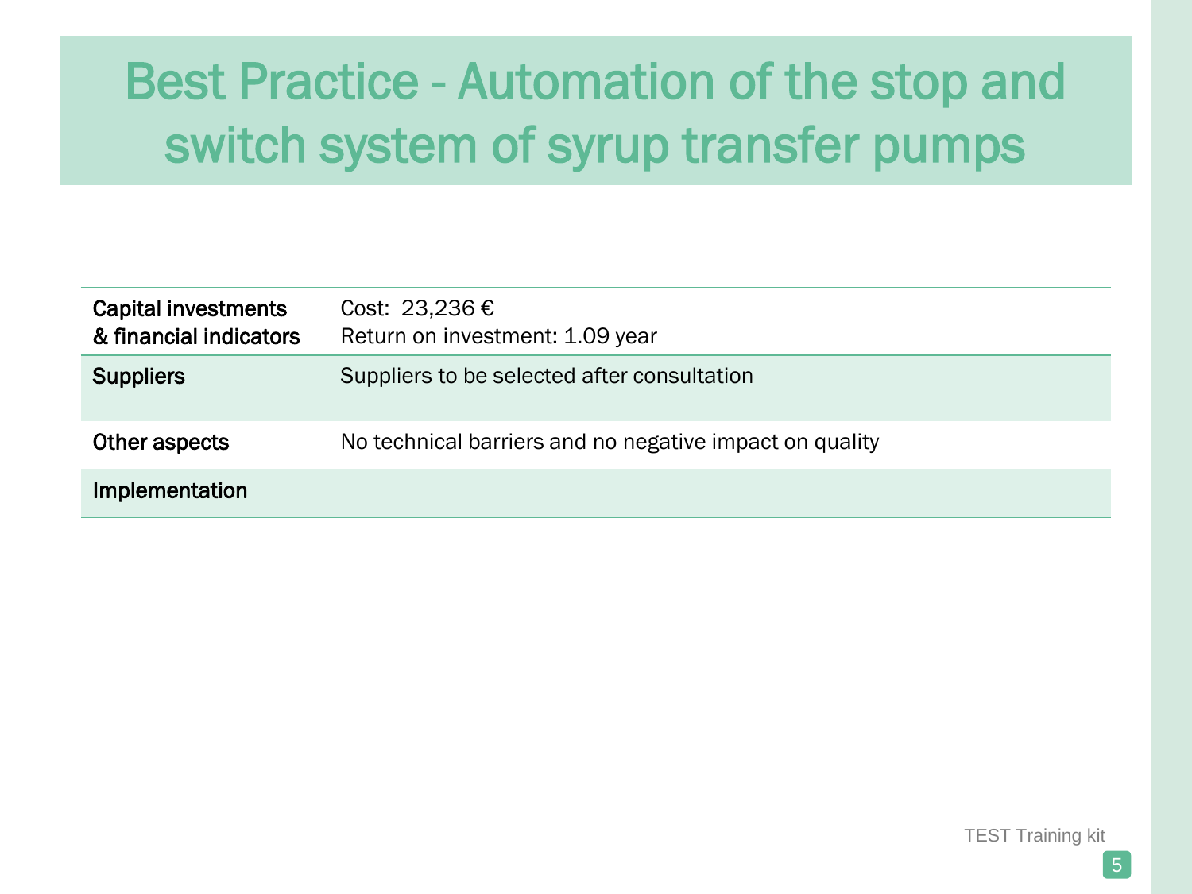# Best Practice - Automation of the stop and switch system of syrup transfer pumps

| | |
|---|---|
| **Capital investments & financial indicators** | Cost: 23,236 €<br>Return on investment: 1.09 year |
| **Suppliers** | Suppliers to be selected after consultation |
| **Other aspects** | No technical barriers and no negative impact on quality |
| **Implementation** | |

TEST Training kit